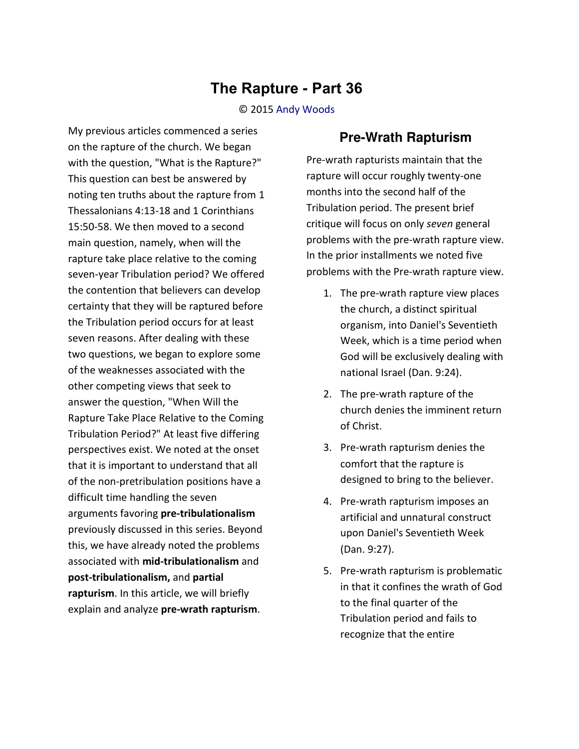# The Rapture - Part 36

© 2015 Andy Woods

My previous articles commenced a series on the rapture of the church. We began with the question, "What is the Rapture?" This question can best be answered by noting ten truths about the rapture from 1 Thessalonians 4:13-18 and 1 Corinthians 15:50-58. We then moved to a second main question, namely, when will the rapture take place relative to the coming seven-year Tribulation period? We offered the contention that believers can develop certainty that they will be raptured before the Tribulation period occurs for at least seven reasons. After dealing with these two questions, we began to explore some of the weaknesses associated with the other competing views that seek to answer the question, "When Will the Rapture Take Place Relative to the Coming Tribulation Period?" At least five differing perspectives exist. We noted at the onset that it is important to understand that all of the non-pretribulation positions have a difficult time handling the seven arguments favoring **pre-tribulationalism** previously discussed in this series. Beyond this, we have already noted the problems associated with **mid-tribulationalism** and **post-tribulationalism,** and **partial rapturism**. In this article, we will briefly explain and analyze **pre-wrath rapturism**.

## Pre-Wrath Rapturism

Pre-wrath rapturists maintain that the rapture will occur roughly twenty-one months into the second half of the Tribulation period. The present brief critique will focus on only *seven* general problems with the pre-wrath rapture view. In the prior installments we noted five problems with the Pre-wrath rapture view.

1. The pre-wrath rapture view places the church, a distinct spiritual organism, into Daniel's Seventieth Week, which is a time period when God will be exclusively dealing with national Israel (Dan. 9:24).
2. The pre-wrath rapture of the church denies the imminent return of Christ.
3. Pre-wrath rapturism denies the comfort that the rapture is designed to bring to the believer.
4. Pre-wrath rapturism imposes an artificial and unnatural construct upon Daniel's Seventieth Week (Dan. 9:27).
5. Pre-wrath rapturism is problematic in that it confines the wrath of God to the final quarter of the Tribulation period and fails to recognize that the entire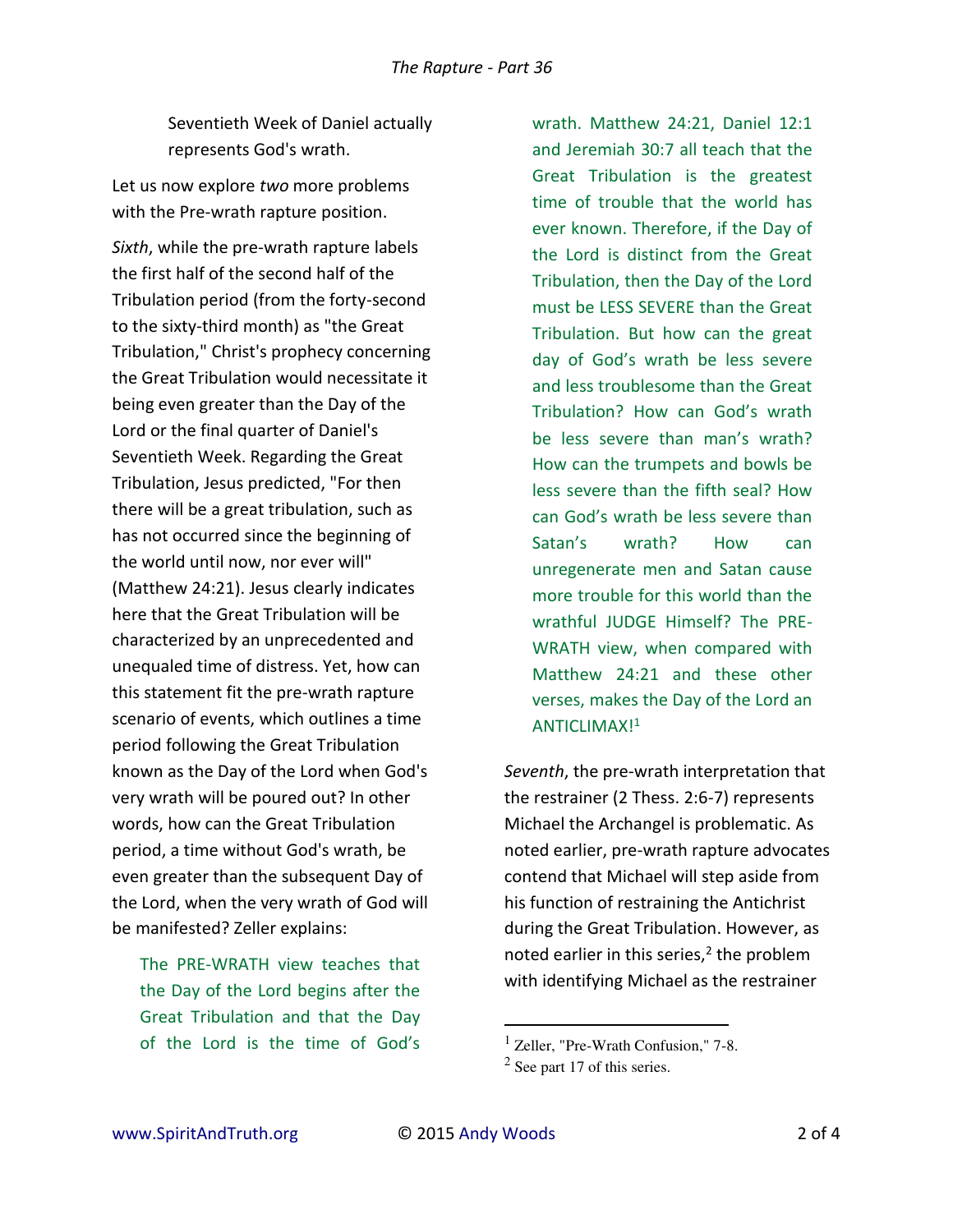Seventieth Week of Daniel actually represents God's wrath.

Let us now explore *two* more problems with the Pre-wrath rapture position.

*Sixth*, while the pre-wrath rapture labels the first half of the second half of the Tribulation period (from the forty-second to the sixty-third month) as "the Great Tribulation," Christ's prophecy concerning the Great Tribulation would necessitate it being even greater than the Day of the Lord or the final quarter of Daniel's Seventieth Week. Regarding the Great Tribulation, Jesus predicted, "For then there will be a great tribulation, such as has not occurred since the beginning of the world until now, nor ever will" (Matthew 24:21). Jesus clearly indicates here that the Great Tribulation will be characterized by an unprecedented and unequaled time of distress. Yet, how can this statement fit the pre-wrath rapture scenario of events, which outlines a time period following the Great Tribulation known as the Day of the Lord when God's very wrath will be poured out? In other words, how can the Great Tribulation period, a time without God's wrath, be even greater than the subsequent Day of the Lord, when the very wrath of God will be manifested? Zeller explains:

> The PRE-WRATH view teaches that the Day of the Lord begins after the Great Tribulation and that the Day of the Lord is the time of God's wrath. Matthew 24:21, Daniel 12:1 and Jeremiah 30:7 all teach that the Great Tribulation is the greatest time of trouble that the world has ever known. Therefore, if the Day of the Lord is distinct from the Great Tribulation, then the Day of the Lord must be LESS SEVERE than the Great Tribulation. But how can the great day of God's wrath be less severe and less troublesome than the Great Tribulation? How can God's wrath be less severe than man's wrath? How can the trumpets and bowls be less severe than the fifth seal? How can God's wrath be less severe than Satan's wrath? How can unregenerate men and Satan cause more trouble for this world than the wrathful JUDGE Himself? The PRE-WRATH view, when compared with Matthew 24:21 and these other verses, makes the Day of the Lord an ANTICLIMAX![1]

*Seventh*, the pre-wrath interpretation that the restrainer (2 Thess. 2:6-7) represents Michael the Archangel is problematic. As noted earlier, pre-wrath rapture advocates contend that Michael will step aside from his function of restraining the Antichrist during the Great Tribulation. However, as noted earlier in this series,[2] the problem with identifying Michael as the restrainer

---

[1] Zeller, "Pre-Wrath Confusion," 7-8.

[2] See part 17 of this series.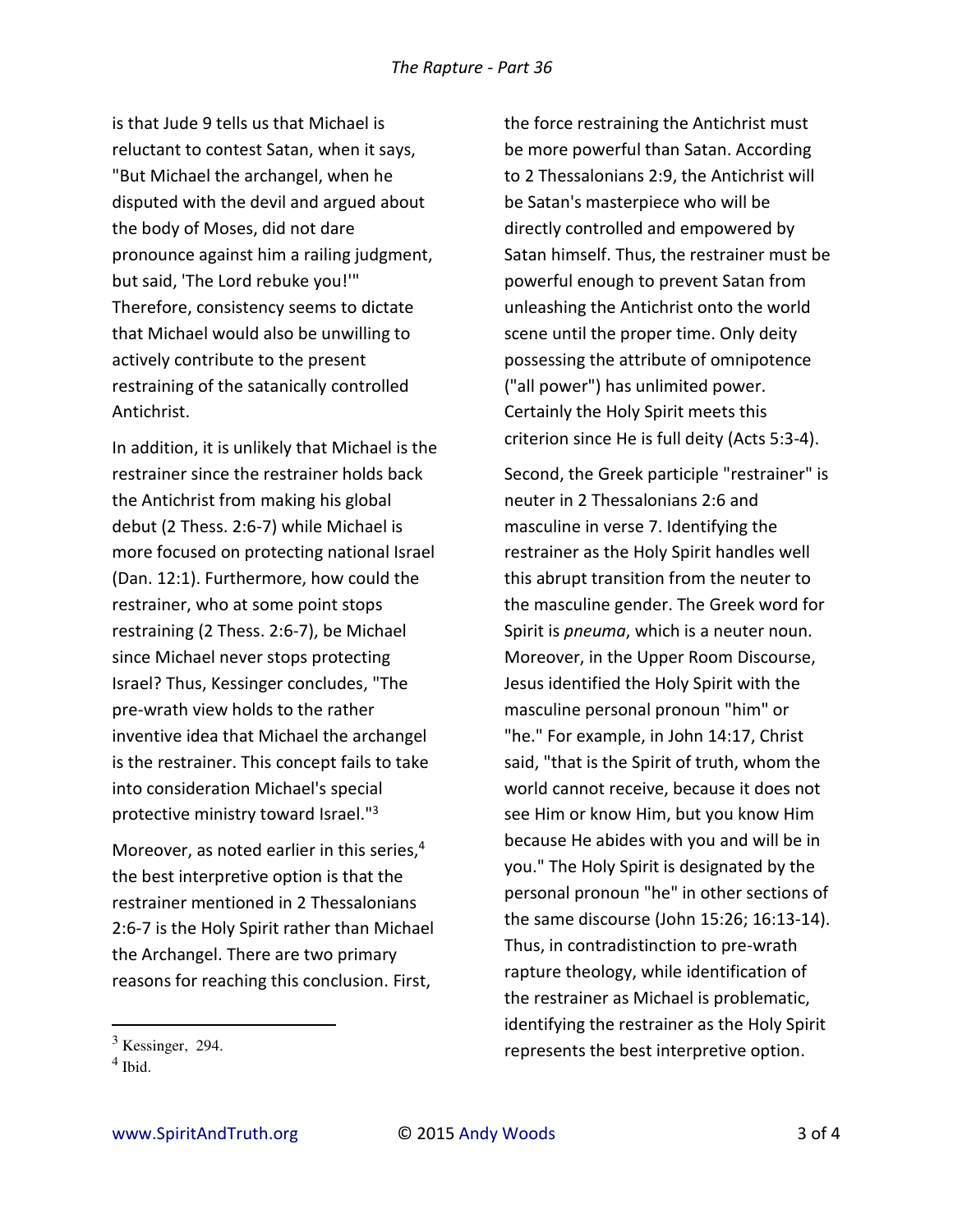is that Jude 9 tells us that Michael is reluctant to contest Satan, when it says, "But Michael the archangel, when he disputed with the devil and argued about the body of Moses, did not dare pronounce against him a railing judgment, but said, 'The Lord rebuke you!'" Therefore, consistency seems to dictate that Michael would also be unwilling to actively contribute to the present restraining of the satanically controlled Antichrist.

In addition, it is unlikely that Michael is the restrainer since the restrainer holds back the Antichrist from making his global debut (2 Thess. 2:6-7) while Michael is more focused on protecting national Israel (Dan. 12:1). Furthermore, how could the restrainer, who at some point stops restraining (2 Thess. 2:6-7), be Michael since Michael never stops protecting Israel? Thus, Kessinger concludes, "The pre-wrath view holds to the rather inventive idea that Michael the archangel is the restrainer. This concept fails to take into consideration Michael's special protective ministry toward Israel."[3]

Moreover, as noted earlier in this series,[4] the best interpretive option is that the restrainer mentioned in 2 Thessalonians 2:6-7 is the Holy Spirit rather than Michael the Archangel. There are two primary reasons for reaching this conclusion. First, the force restraining the Antichrist must be more powerful than Satan. According to 2 Thessalonians 2:9, the Antichrist will be Satan's masterpiece who will be directly controlled and empowered by Satan himself. Thus, the restrainer must be powerful enough to prevent Satan from unleashing the Antichrist onto the world scene until the proper time. Only deity possessing the attribute of omnipotence ("all power") has unlimited power. Certainly the Holy Spirit meets this criterion since He is full deity (Acts 5:3-4).

Second, the Greek participle "restrainer" is neuter in 2 Thessalonians 2:6 and masculine in verse 7. Identifying the restrainer as the Holy Spirit handles well this abrupt transition from the neuter to the masculine gender. The Greek word for Spirit is *pneuma*, which is a neuter noun. Moreover, in the Upper Room Discourse, Jesus identified the Holy Spirit with the masculine personal pronoun "him" or "he." For example, in John 14:17, Christ said, "that is the Spirit of truth, whom the world cannot receive, because it does not see Him or know Him, but you know Him because He abides with you and will be in you." The Holy Spirit is designated by the personal pronoun "he" in other sections of the same discourse (John 15:26; 16:13-14). Thus, in contradistinction to pre-wrath rapture theology, while identification of the restrainer as Michael is problematic, identifying the restrainer as the Holy Spirit represents the best interpretive option.

---

[3] Kessinger, 294.

[4] Ibid.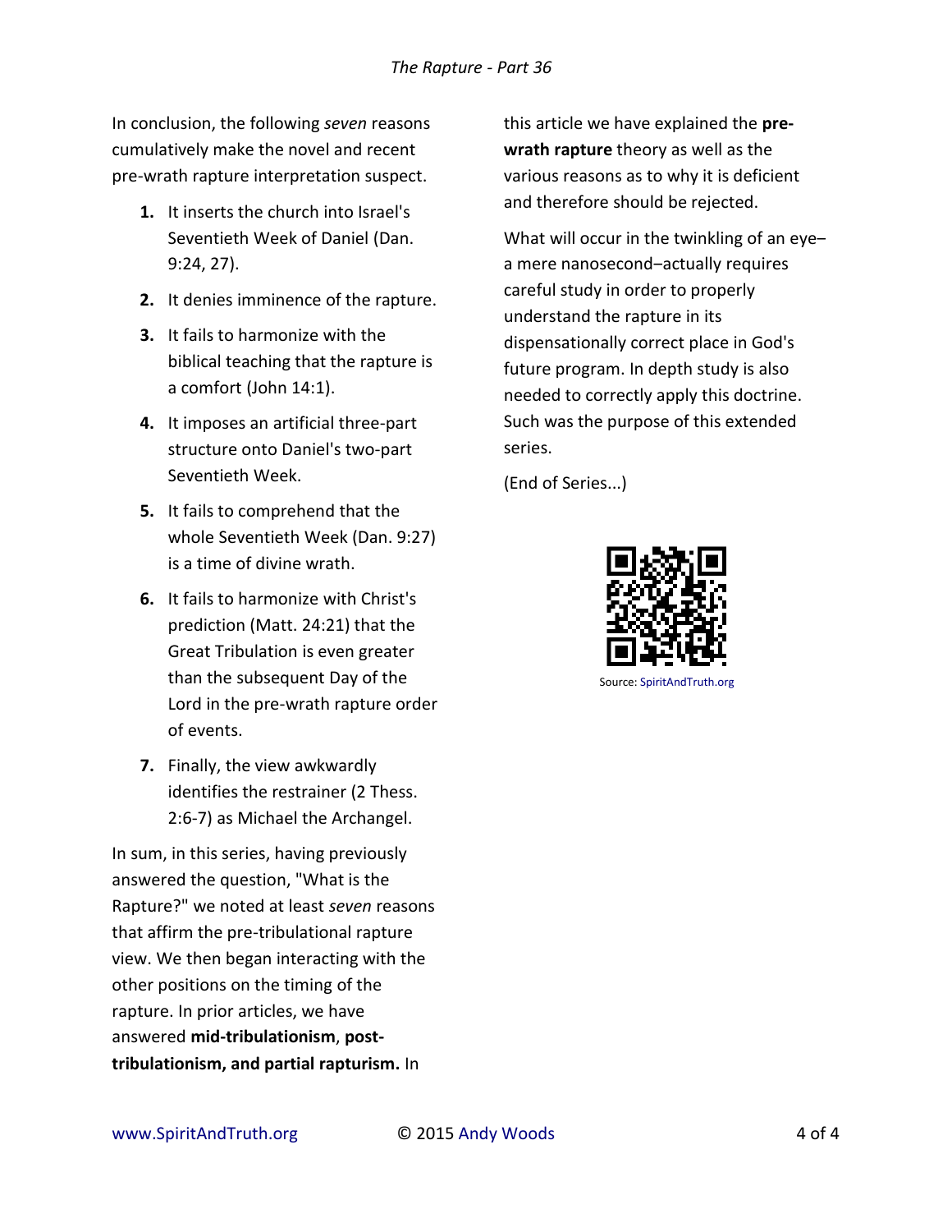In conclusion, the following *seven* reasons cumulatively make the novel and recent pre-wrath rapture interpretation suspect.

1. It inserts the church into Israel's Seventieth Week of Daniel (Dan. 9:24, 27).
2. It denies imminence of the rapture.
3. It fails to harmonize with the biblical teaching that the rapture is a comfort (John 14:1).
4. It imposes an artificial three-part structure onto Daniel's two-part Seventieth Week.
5. It fails to comprehend that the whole Seventieth Week (Dan. 9:27) is a time of divine wrath.
6. It fails to harmonize with Christ's prediction (Matt. 24:21) that the Great Tribulation is even greater than the subsequent Day of the Lord in the pre-wrath rapture order of events.
7. Finally, the view awkwardly identifies the restrainer (2 Thess. 2:6-7) as Michael the Archangel.

In sum, in this series, having previously answered the question, "What is the Rapture?" we noted at least *seven* reasons that affirm the pre-tribulational rapture view. We then began interacting with the other positions on the timing of the rapture. In prior articles, we have answered **mid-tribulationism**, **post-tribulationism, and partial rapturism.** In this article we have explained the **pre-wrath rapture** theory as well as the various reasons as to why it is deficient and therefore should be rejected.

What will occur in the twinkling of an eye–a mere nanosecond–actually requires careful study in order to properly understand the rapture in its dispensationally correct place in God's future program. In depth study is also needed to correctly apply this doctrine. Such was the purpose of this extended series.

(End of Series...)

Source: SpiritAndTruth.org